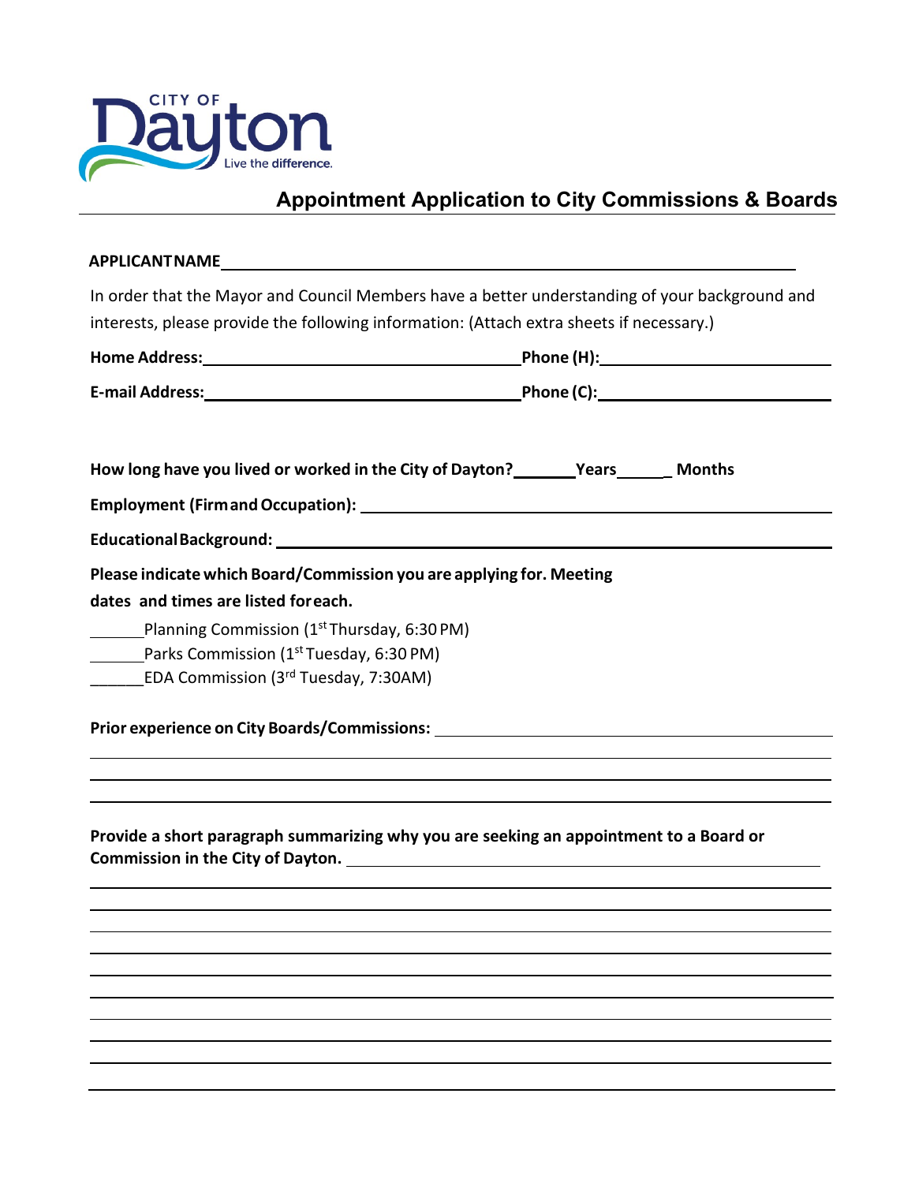CITY OF Dayton Live the difference.

# Appointment Application to City Commissions & Boards

**APPLICANT NAME** ____________________

In order that the Mayor and Council Members have a better understanding of your background and interests, please provide the following information: (Attach extra sheets if necessary.)

**Home Address:** ____________________ **Phone (H):** ____________________

**E-mail Address:** ____________________ **Phone (C):** ____________________

**How long have you lived or worked in the City of Dayton?** ______ **Years** ______ **Months**

**Employment (Firm and Occupation):** ____________________

**Educational Background:** ____________________

**Please indicate which Board/Commission you are applying for. Meeting dates and times are listed for each.**

______ Planning Commission (1st Thursday, 6:30 PM)
______ Parks Commission (1st Tuesday, 6:30 PM)
______ EDA Commission (3rd Tuesday, 7:30AM)

**Prior experience on City Boards/Commissions:** ____________________

____________________

____________________

____________________

**Provide a short paragraph summarizing why you are seeking an appointment to a Board or Commission in the City of Dayton.** ____________________

____________________

____________________

____________________

____________________

____________________

____________________

____________________

____________________

____________________

____________________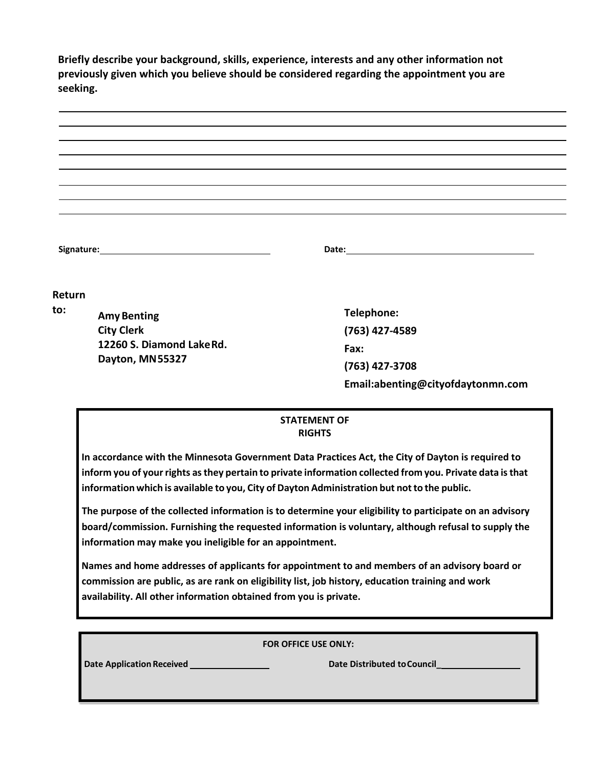**Briefly describe your background, skills, experience, interests and any other information not previously given which you believe should be considered regarding the appointment you are seeking.**

______________________________________________________________________

______________________________________________________________________

______________________________________________________________________

______________________________________________________________________

______________________________________________________________________

______________________________________________________________________

______________________________________________________________________

______________________________________________________________________

**Signature:** ______________________________ **Date:** ______________________________

**Return to:**

**Amy Benting**
**City Clerk**
**12260 S. Diamond Lake Rd.**
**Dayton, MN 55327**

**Telephone:**
**(763) 427-4589**
**Fax:**
**(763) 427-3708**
**Email: abenting@cityofdaytonmn.com**

**STATEMENT OF RIGHTS**

**In accordance with the Minnesota Government Data Practices Act, the City of Dayton is required to inform you of your rights as they pertain to private information collected from you. Private data is that information which is available to you, City of Dayton Administration but not to the public.**

**The purpose of the collected information is to determine your eligibility to participate on an advisory board/commission. Furnishing the requested information is voluntary, although refusal to supply the information may make you ineligible for an appointment.**

**Names and home addresses of applicants for appointment to and members of an advisory board or commission are public, as are rank on eligibility list, job history, education training and work availability. All other information obtained from you is private.**

**FOR OFFICE USE ONLY:**

**Date Application Received** ________________ **Date Distributed to Council** ________________